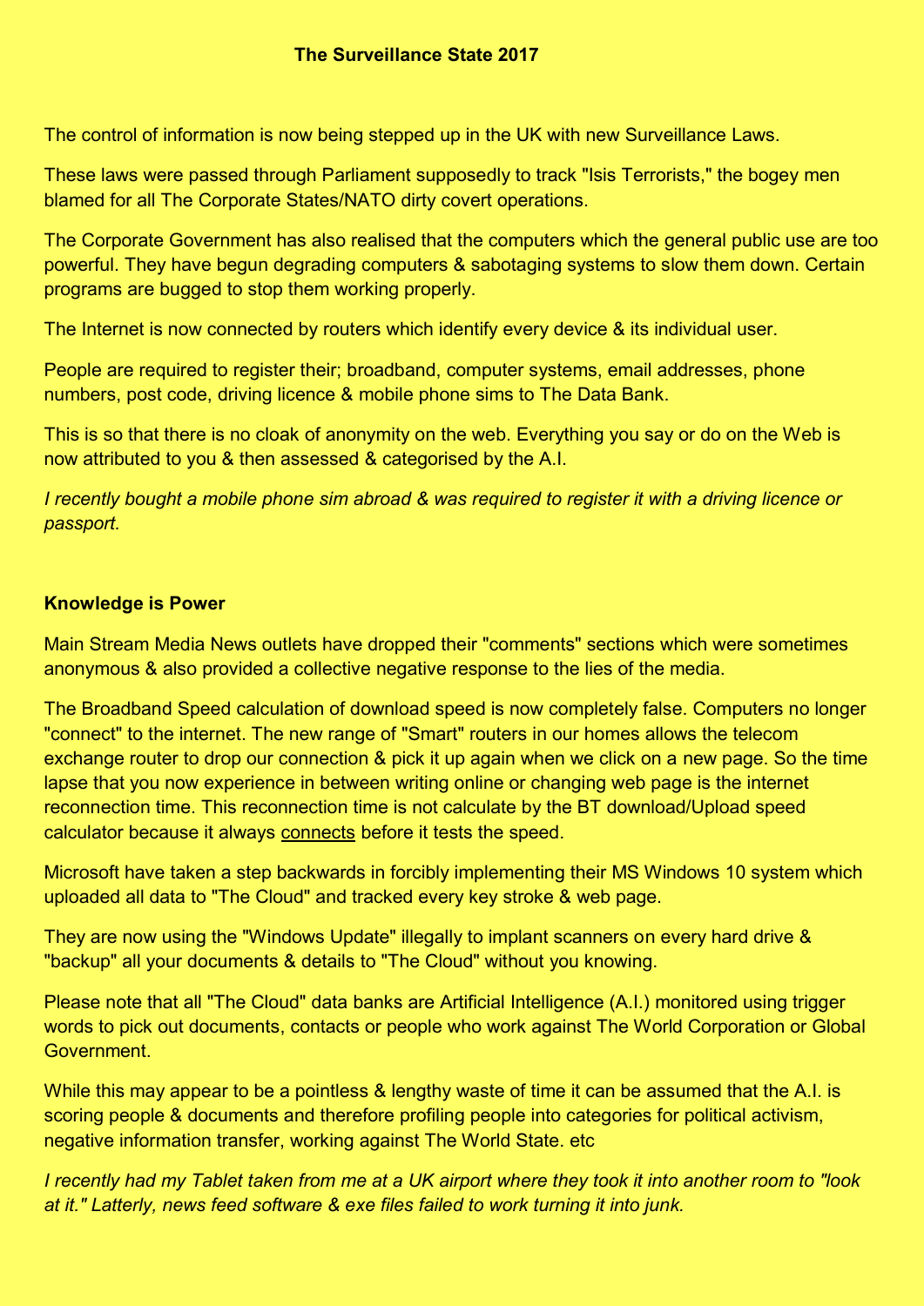# The Surveillance State 2017

The control of information is now being stepped up in the UK with new Surveillance Laws.

These laws were passed through Parliament supposedly to track "Isis Terrorists," the bogey men blamed for all The Corporate States/NATO dirty covert operations.

The Corporate Government has also realised that the computers which the general public use are too powerful. They have begun degrading computers & sabotaging systems to slow them down. Certain programs are bugged to stop them working properly.

The Internet is now connected by routers which identify every device & its individual user.

People are required to register their; broadband, computer systems, email addresses, phone numbers, post code, driving licence & mobile phone sims to The Data Bank.

This is so that there is no cloak of anonymity on the web. Everything you say or do on the Web is now attributed to you & then assessed & categorised by the A.I.

*I recently bought a mobile phone sim abroad & was required to register it with a driving licence or passport.*

## Knowledge is Power

Main Stream Media News outlets have dropped their "comments" sections which were sometimes anonymous & also provided a collective negative response to the lies of the media.

The Broadband Speed calculation of download speed is now completely false. Computers no longer "connect" to the internet. The new range of "Smart" routers in our homes allows the telecom exchange router to drop our connection & pick it up again when we click on a new page. So the time lapse that you now experience in between writing online or changing web page is the internet reconnection time. This reconnection time is not calculate by the BT download/Upload speed calculator because it always <u>connects</u> before it tests the speed.

Microsoft have taken a step backwards in forcibly implementing their MS Windows 10 system which uploaded all data to "The Cloud" and tracked every key stroke & web page.

They are now using the "Windows Update" illegally to implant scanners on every hard drive & "backup" all your documents & details to "The Cloud" without you knowing.

Please note that all "The Cloud" data banks are Artificial Intelligence (A.I.) monitored using trigger words to pick out documents, contacts or people who work against The World Corporation or Global Government.

While this may appear to be a pointless & lengthy waste of time it can be assumed that the A.I. is scoring people & documents and therefore profiling people into categories for political activism, negative information transfer, working against The World State. etc

*I recently had my Tablet taken from me at a UK airport where they took it into another room to "look at it." Latterly, news feed software & exe files failed to work turning it into junk.*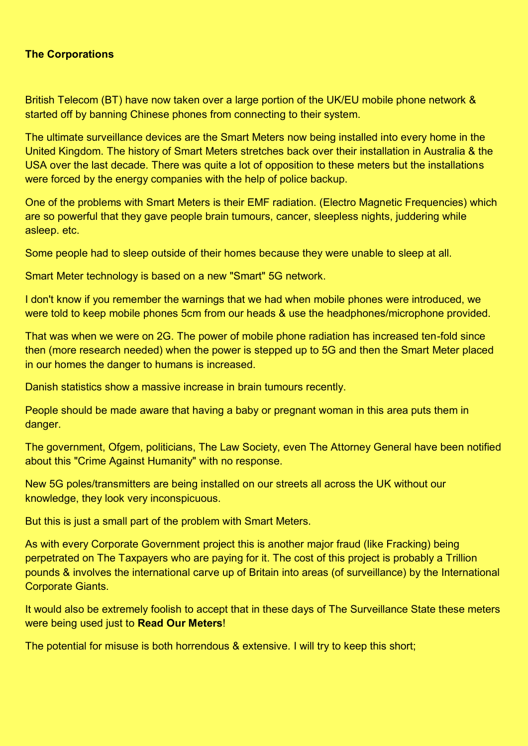**The Corporations**

British Telecom (BT) have now taken over a large portion of the UK/EU mobile phone network & started off by banning Chinese phones from connecting to their system.

The ultimate surveillance devices are the Smart Meters now being installed into every home in the United Kingdom. The history of Smart Meters stretches back over their installation in Australia & the USA over the last decade. There was quite a lot of opposition to these meters but the installations were forced by the energy companies with the help of police backup.

One of the problems with Smart Meters is their EMF radiation. (Electro Magnetic Frequencies) which are so powerful that they gave people brain tumours, cancer, sleepless nights, juddering while asleep. etc.

Some people had to sleep outside of their homes because they were unable to sleep at all.

Smart Meter technology is based on a new "Smart" 5G network.

I don't know if you remember the warnings that we had when mobile phones were introduced, we were told to keep mobile phones 5cm from our heads & use the headphones/microphone provided.

That was when we were on 2G. The power of mobile phone radiation has increased ten-fold since then (more research needed) when the power is stepped up to 5G and then the Smart Meter placed in our homes the danger to humans is increased.

Danish statistics show a massive increase in brain tumours recently.

People should be made aware that having a baby or pregnant woman in this area puts them in danger.

The government, Ofgem, politicians, The Law Society, even The Attorney General have been notified about this "Crime Against Humanity" with no response.

New 5G poles/transmitters are being installed on our streets all across the UK without our knowledge, they look very inconspicuous.

But this is just a small part of the problem with Smart Meters.

As with every Corporate Government project this is another major fraud (like Fracking) being perpetrated on The Taxpayers who are paying for it. The cost of this project is probably a Trillion pounds & involves the international carve up of Britain into areas (of surveillance) by the International Corporate Giants.

It would also be extremely foolish to accept that in these days of The Surveillance State these meters were being used just to **Read Our Meters**!

The potential for misuse is both horrendous & extensive. I will try to keep this short;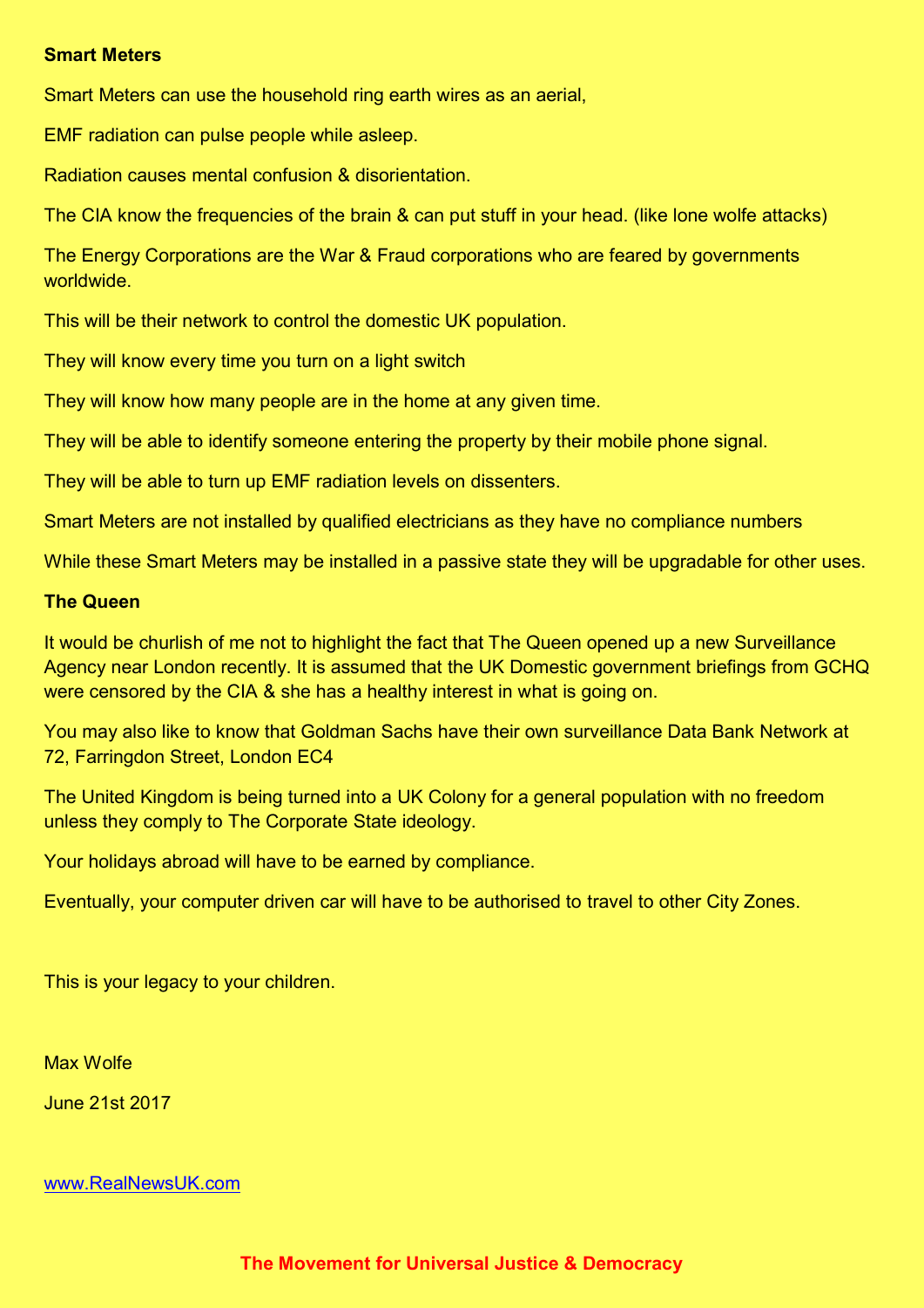**Smart Meters**

Smart Meters can use the household ring earth wires as an aerial,

EMF radiation can pulse people while asleep.

Radiation causes mental confusion & disorientation.

The CIA know the frequencies of the brain & can put stuff in your head. (like lone wolfe attacks)

The Energy Corporations are the War & Fraud corporations who are feared by governments worldwide.

This will be their network to control the domestic UK population.

They will know every time you turn on a light switch

They will know how many people are in the home at any given time.

They will be able to identify someone entering the property by their mobile phone signal.

They will be able to turn up EMF radiation levels on dissenters.

Smart Meters are not installed by qualified electricians as they have no compliance numbers

While these Smart Meters may be installed in a passive state they will be upgradable for other uses.

**The Queen**

It would be churlish of me not to highlight the fact that The Queen opened up a new Surveillance Agency near London recently. It is assumed that the UK Domestic government briefings from GCHQ were censored by the CIA & she has a healthy interest in what is going on.

You may also like to know that Goldman Sachs have their own surveillance Data Bank Network at 72, Farringdon Street, London EC4

The United Kingdom is being turned into a UK Colony for a general population with no freedom unless they comply to The Corporate State ideology.

Your holidays abroad will have to be earned by compliance.

Eventually, your computer driven car will have to be authorised to travel to other City Zones.

This is your legacy to your children.

Max Wolfe

June 21st 2017

www.RealNewsUK.com

**The Movement for Universal Justice & Democracy**